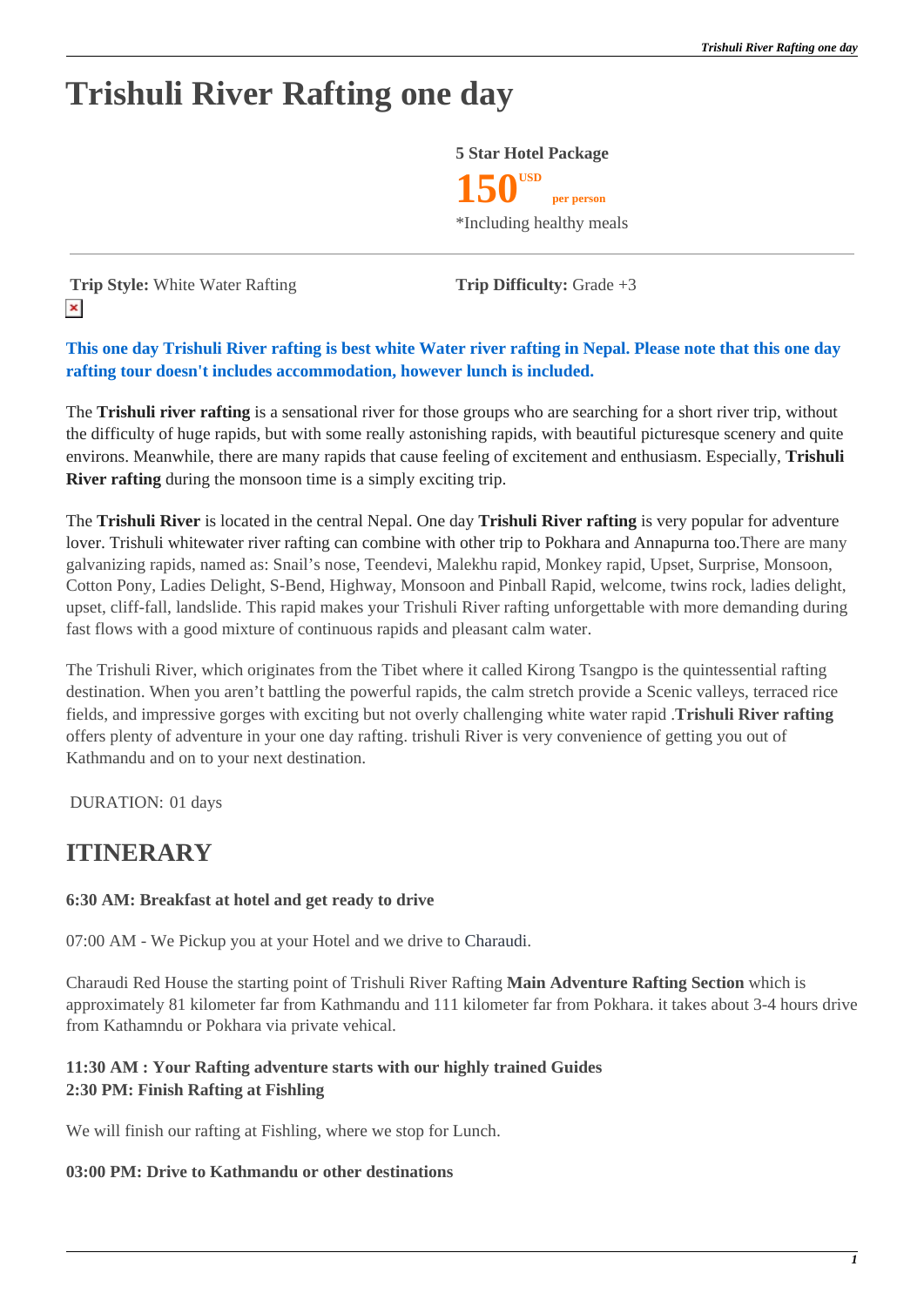# Trishuli River Rafting one day

**5 Star Hotel Package**

**150** USD per person

*Including healthy meals

**Trip Style:** White Water Rafting

**Trip Difficulty:** Grade +3

**This one day Trishuli River rafting is best white Water river rafting in Nepal. Please note that this one day rafting tour doesn't includes accommodation, however lunch is included.**

The **Trishuli river rafting** is a sensational river for those groups who are searching for a short river trip, without the difficulty of huge rapids, but with some really astonishing rapids, with beautiful picturesque scenery and quite environs. Meanwhile, there are many rapids that cause feeling of excitement and enthusiasm. Especially, **Trishuli River rafting** during the monsoon time is a simply exciting trip.

The **Trishuli River** is located in the central Nepal. One day **Trishuli River rafting** is very popular for adventure lover. Trishuli whitewater river rafting can combine with other trip to Pokhara and Annapurna too.There are many galvanizing rapids, named as: Snail's nose, Teendevi, Malekhu rapid, Monkey rapid, Upset, Surprise, Monsoon, Cotton Pony, Ladies Delight, S-Bend, Highway, Monsoon and Pinball Rapid, welcome, twins rock, ladies delight, upset, cliff-fall, landslide. This rapid makes your Trishuli River rafting unforgettable with more demanding during fast flows with a good mixture of continuous rapids and pleasant calm water.

The Trishuli River, which originates from the Tibet where it called Kirong Tsangpo is the quintessential rafting destination. When you aren't battling the powerful rapids, the calm stretch provide a Scenic valleys, terraced rice fields, and impressive gorges with exciting but not overly challenging white water rapid .**Trishuli River rafting** offers plenty of adventure in your one day rafting. trishuli River is very convenience of getting you out of Kathmandu and on to your next destination.

DURATION: 01 days

## ITINERARY

**6:30 AM: Breakfast at hotel and get ready to drive**

07:00 AM - We Pickup you at your Hotel and we drive to Charaudi.

Charaudi Red House the starting point of Trishuli River Rafting **Main Adventure Rafting Section** which is approximately 81 kilometer far from Kathmandu and 111 kilometer far from Pokhara. it takes about 3-4 hours drive from Kathamndu or Pokhara via private vehical.

**11:30 AM : Your Rafting adventure starts with our highly trained Guides**
**2:30 PM: Finish Rafting at Fishling**

We will finish our rafting at Fishling, where we stop for Lunch.

**03:00 PM: Drive to Kathmandu or other destinations**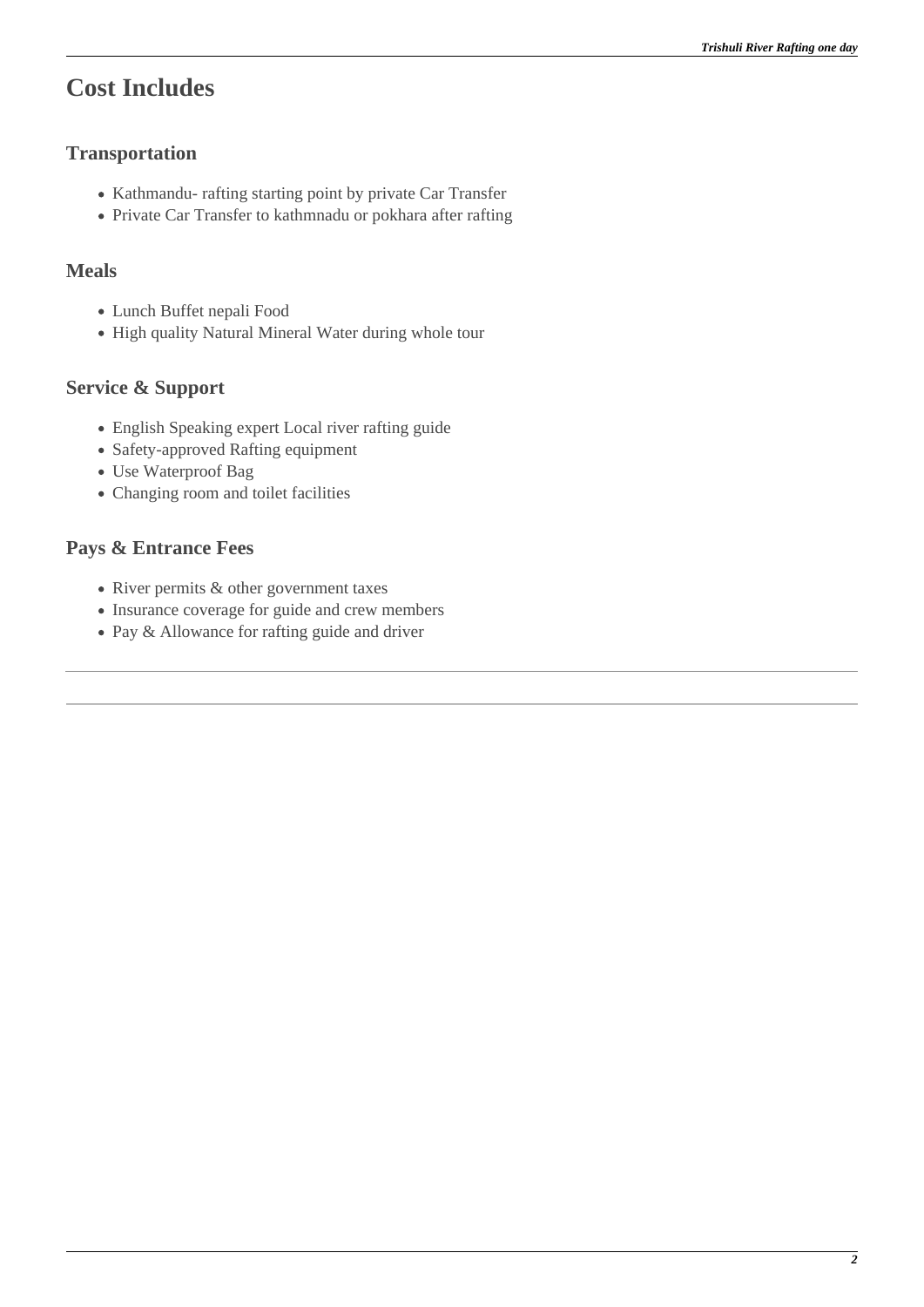# Cost Includes

## Transportation

- Kathmandu- rafting starting point by private Car Transfer
- Private Car Transfer to kathmnadu or pokhara after rafting

## Meals

- Lunch Buffet nepali Food
- High quality Natural Mineral Water during whole tour

## Service & Support

- English Speaking expert Local river rafting guide
- Safety-approved Rafting equipment
- Use Waterproof Bag
- Changing room and toilet facilities

## Pays & Entrance Fees

- River permits & other government taxes
- Insurance coverage for guide and crew members
- Pay & Allowance for rafting guide and driver